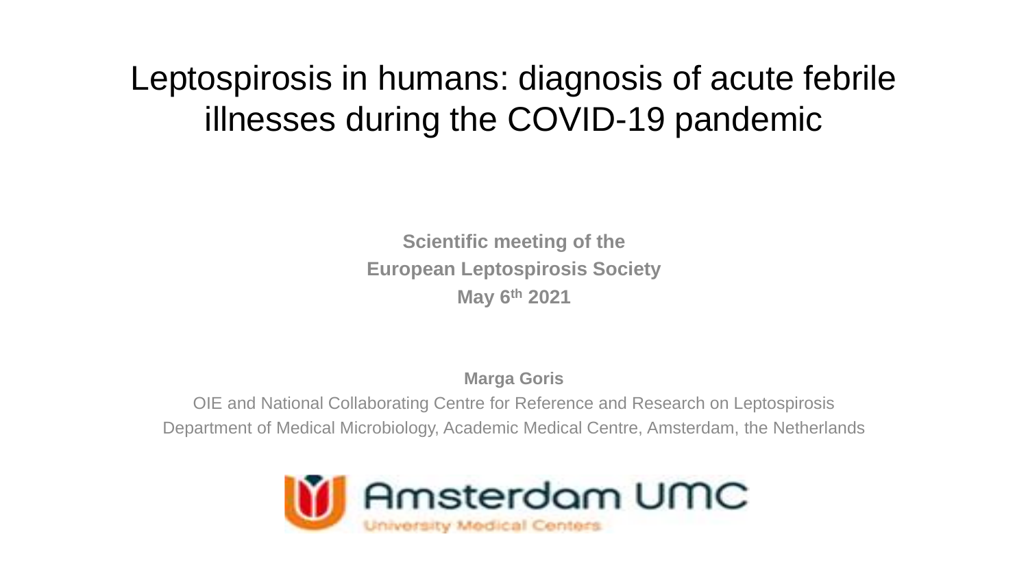# Leptospirosis in humans: diagnosis of acute febrile illnesses during the COVID-19 pandemic

**Scientific meeting of the**
**European Leptospirosis Society**
**May 6th 2021**

**Marga Goris**

OIE and National Collaborating Centre for Reference and Research on Leptospirosis
Department of Medical Microbiology, Academic Medical Centre, Amsterdam, the Netherlands

Amsterdam UMC
University Medical Centers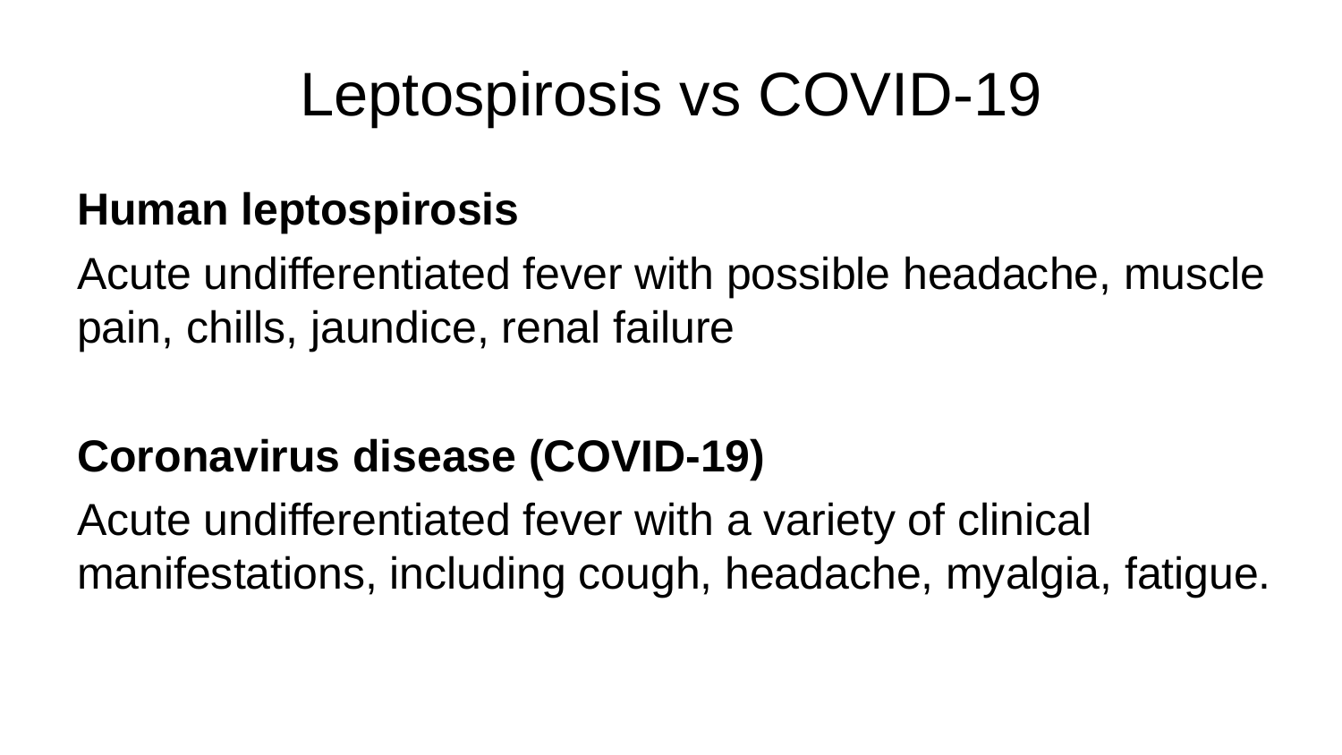# Leptospirosis vs COVID-19

**Human leptospirosis**

Acute undifferentiated fever with possible headache, muscle pain, chills, jaundice, renal failure

**Coronavirus disease (COVID-19)**

Acute undifferentiated fever with a variety of clinical manifestations, including cough, headache, myalgia, fatigue.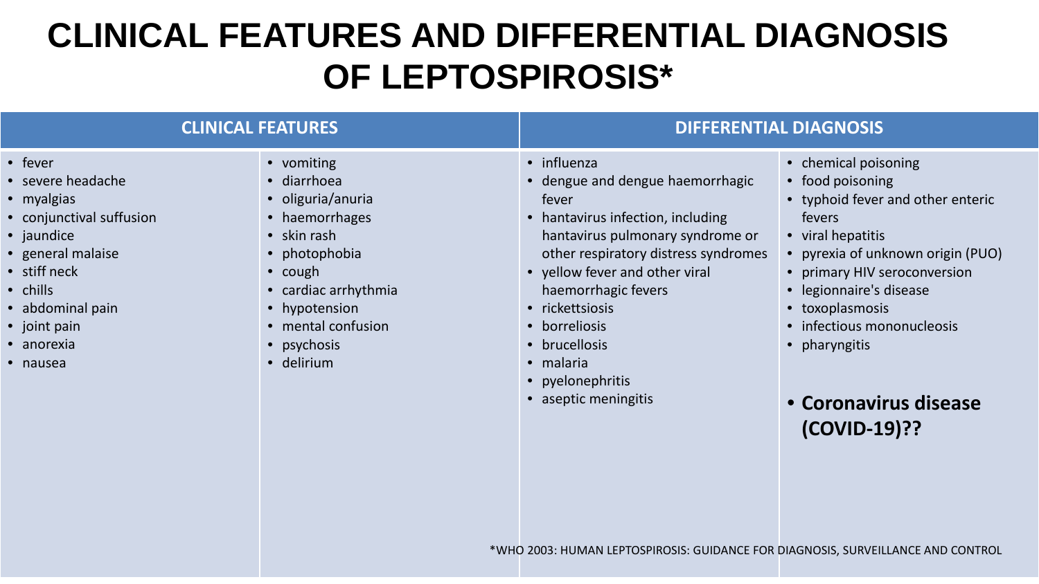# CLINICAL FEATURES AND DIFFERENTIAL DIAGNOSIS OF LEPTOSPIROSIS*

## CLINICAL FEATURES

- fever
- severe headache
- myalgias
- conjunctival suffusion
- jaundice
- general malaise
- stiff neck
- chills
- abdominal pain
- joint pain
- anorexia
- nausea
- vomiting
- diarrhoea
- oliguria/anuria
- haemorrhages
- skin rash
- photophobia
- cough
- cardiac arrhythmia
- hypotension
- mental confusion
- psychosis
- delirium

## DIFFERENTIAL DIAGNOSIS

- influenza
- dengue and dengue haemorrhagic fever
- hantavirus infection, including hantavirus pulmonary syndrome or other respiratory distress syndromes
- yellow fever and other viral haemorrhagic fevers
- rickettsiosis
- borreliosis
- brucellosis
- malaria
- pyelonephritis
- aseptic meningitis
- chemical poisoning
- food poisoning
- typhoid fever and other enteric fevers
- viral hepatitis
- pyrexia of unknown origin (PUO)
- primary HIV seroconversion
- legionnaire's disease
- toxoplasmosis
- infectious mononucleosis
- pharyngitis
- **Coronavirus disease (COVID-19)??**

*WHO 2003: HUMAN LEPTOSPIROSIS: GUIDANCE FOR DIAGNOSIS, SURVEILLANCE AND CONTROL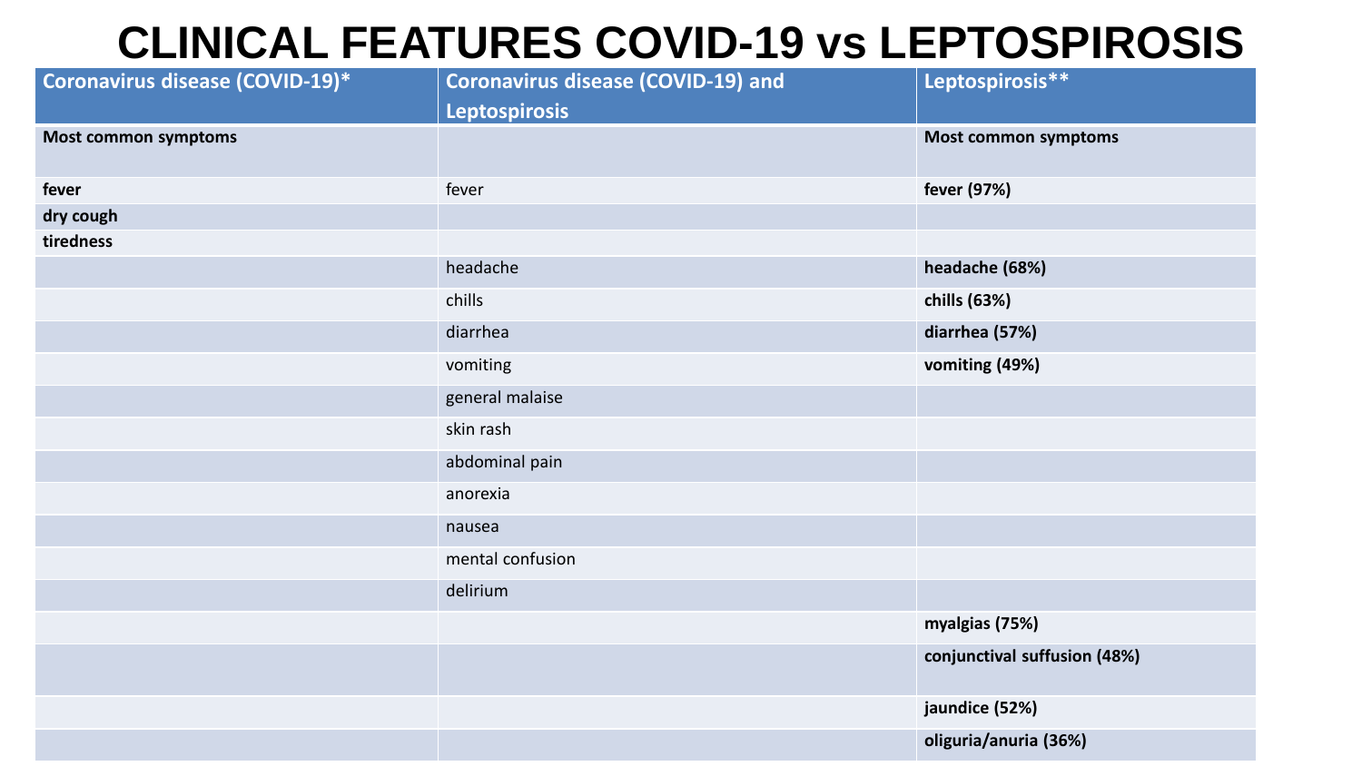# CLINICAL FEATURES COVID-19 vs LEPTOSPIROSIS

| Coronavirus disease (COVID-19)* | Coronavirus disease (COVID-19) and Leptospirosis | Leptospirosis** |
|---|---|---|
| **Most common symptoms** | | **Most common symptoms** |
| **fever** | fever | **fever (97%)** |
| **dry cough** | | |
| **tiredness** | | |
| | headache | **headache (68%)** |
| | chills | **chills (63%)** |
| | diarrhea | **diarrhea (57%)** |
| | vomiting | **vomiting (49%)** |
| | general malaise | |
| | skin rash | |
| | abdominal pain | |
| | anorexia | |
| | nausea | |
| | mental confusion | |
| | delirium | |
| | | **myalgias (75%)** |
| | | **conjunctival suffusion (48%)** |
| | | **jaundice (52%)** |
| | | **oliguria/anuria (36%)** |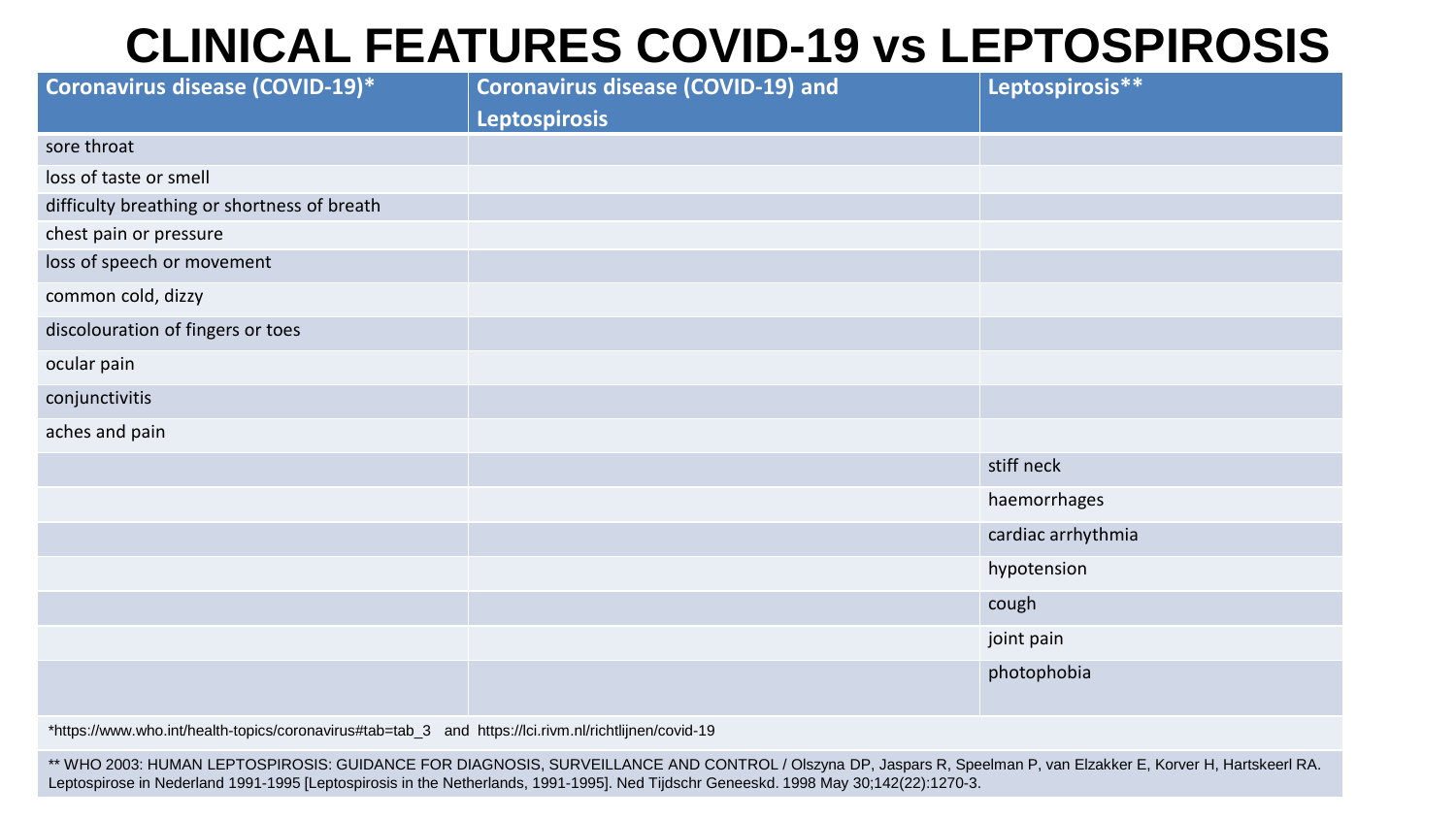# CLINICAL FEATURES COVID-19 vs LEPTOSPIROSIS

| Coronavirus disease (COVID-19)* | Coronavirus disease (COVID-19) and Leptospirosis | Leptospirosis** |
|---|---|---|
| sore throat | | |
| loss of taste or smell | | |
| difficulty breathing or shortness of breath | | |
| chest pain or pressure | | |
| loss of speech or movement | | |
| common cold, dizzy | | |
| discolouration of fingers or toes | | |
| ocular pain | | |
| conjunctivitis | | |
| aches and pain | | |
| | | stiff neck |
| | | haemorrhages |
| | | cardiac arrhythmia |
| | | hypotension |
| | | cough |
| | | joint pain |
| | | photophobia |

*https://www.who.int/health-topics/coronavirus#tab=tab_3 and https://lci.rivm.nl/richtlijnen/covid-19

** WHO 2003: HUMAN LEPTOSPIROSIS: GUIDANCE FOR DIAGNOSIS, SURVEILLANCE AND CONTROL / Olszyna DP, Jaspars R, Speelman P, van Elzakker E, Korver H, Hartskeerl RA. Leptospirose in Nederland 1991-1995 [Leptospirosis in the Netherlands, 1991-1995]. Ned Tijdschr Geneeskd. 1998 May 30;142(22):1270-3.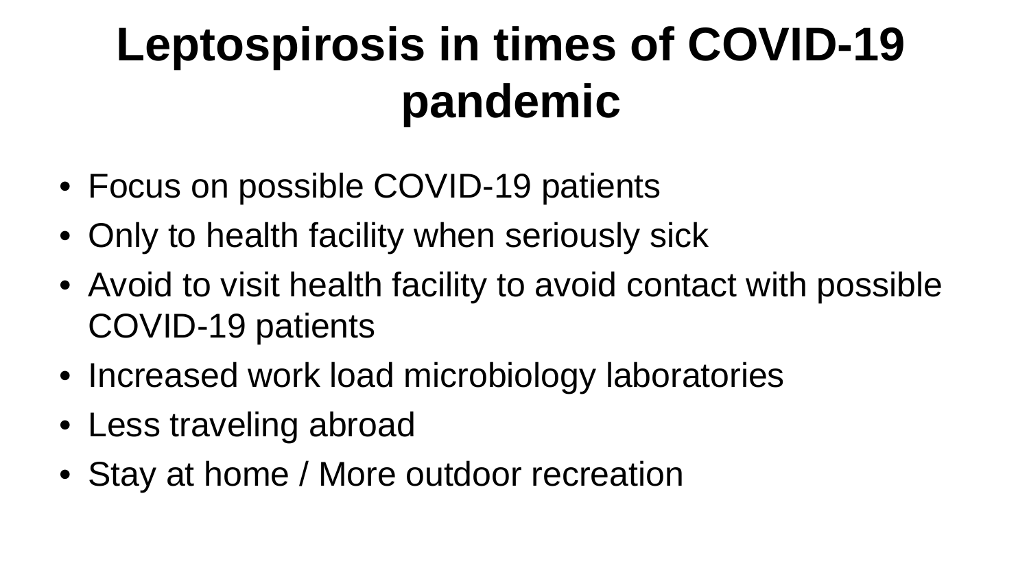# Leptospirosis in times of COVID-19 pandemic

- Focus on possible COVID-19 patients
- Only to health facility when seriously sick
- Avoid to visit health facility to avoid contact with possible COVID-19 patients
- Increased work load microbiology laboratories
- Less traveling abroad
- Stay at home / More outdoor recreation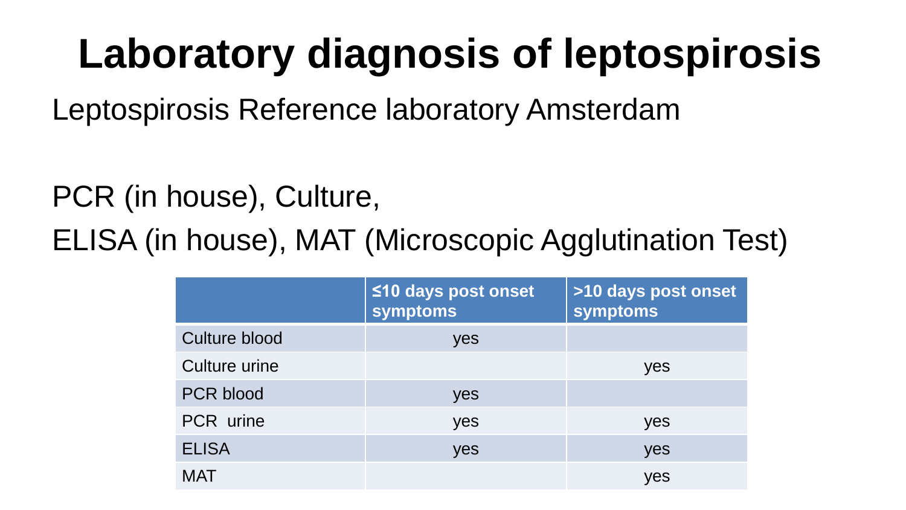# Laboratory diagnosis of leptospirosis

Leptospirosis Reference laboratory Amsterdam

PCR (in house), Culture,

ELISA (in house), MAT (Microscopic Agglutination Test)

| | ≤10 days post onset symptoms | >10 days post onset symptoms |
|---|---|---|
| Culture blood | yes | |
| Culture urine | | yes |
| PCR blood | yes | |
| PCR urine | yes | yes |
| ELISA | yes | yes |
| MAT | | yes |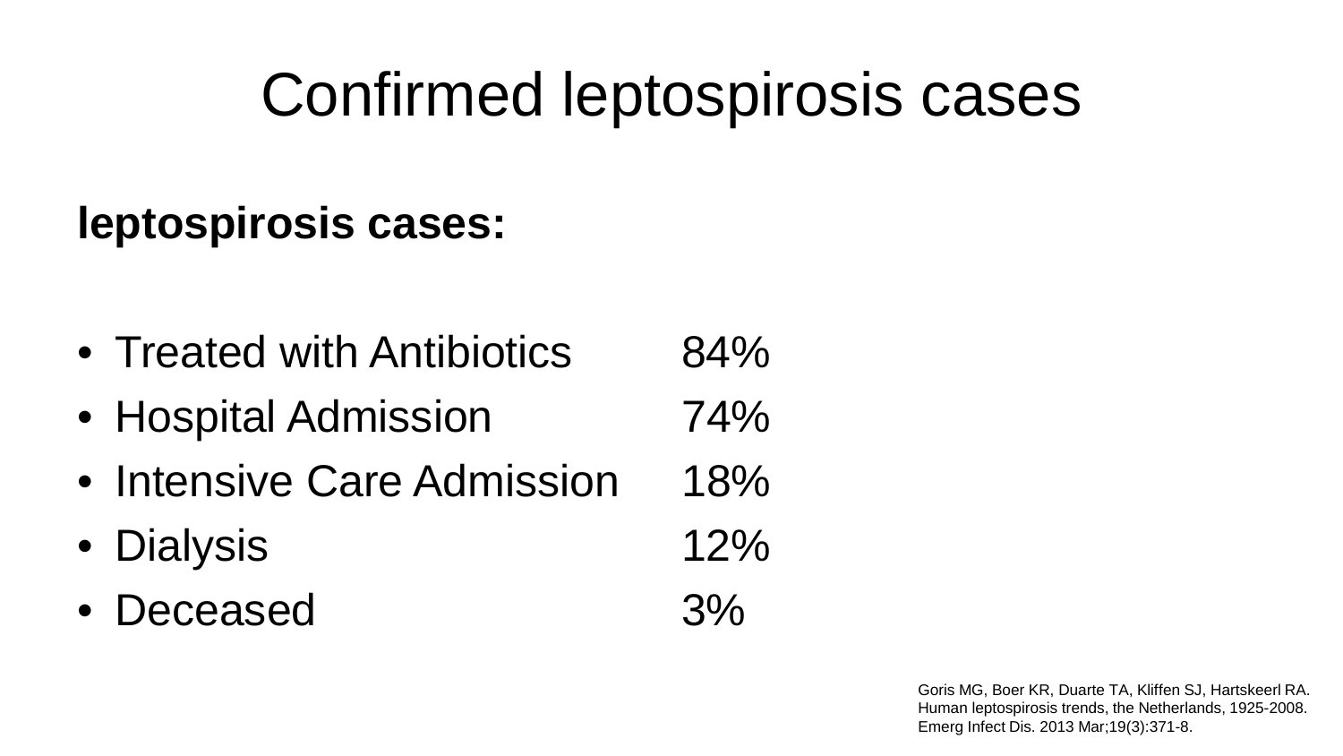# Confirmed leptospirosis cases

**leptospirosis cases:**

- Treated with Antibiotics 84%
- Hospital Admission 74%
- Intensive Care Admission 18%
- Dialysis 12%
- Deceased 3%

Goris MG, Boer KR, Duarte TA, Kliffen SJ, Hartskeerl RA. Human leptospirosis trends, the Netherlands, 1925-2008. Emerg Infect Dis. 2013 Mar;19(3):371-8.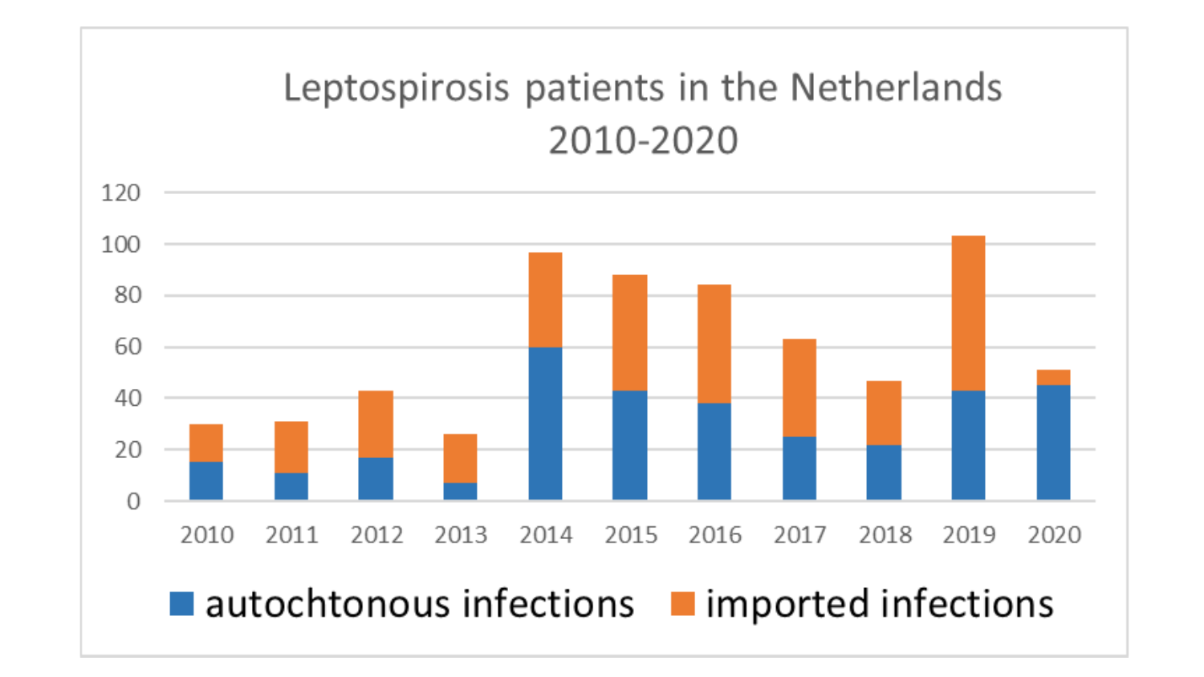Leptospirosis patients in the Netherlands 2010-2020

120
100
80
60
40
20
0

2010 2011 2012 2013 2014 2015 2016 2017 2018 2019 2020

autochtonous infections imported infections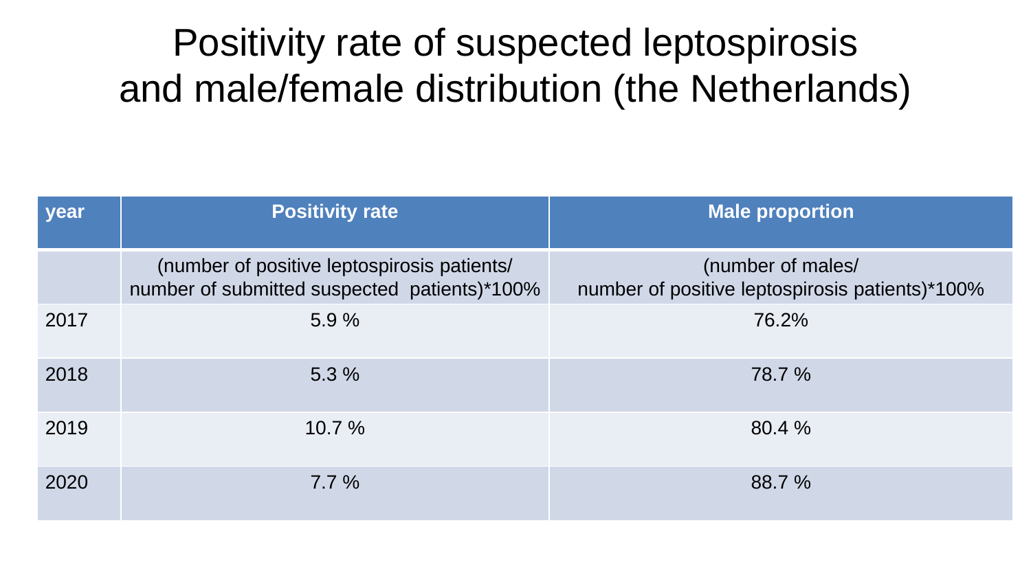# Positivity rate of suspected leptospirosis and male/female distribution (the Netherlands)

| year | Positivity rate | Male proportion |
|---|---|---|
| | (number of positive leptospirosis patients/ number of submitted suspected patients)*100% | (number of males/ number of positive leptospirosis patients)*100% |
| 2017 | 5.9 % | 76.2% |
| 2018 | 5.3 % | 78.7 % |
| 2019 | 10.7 % | 80.4 % |
| 2020 | 7.7 % | 88.7 % |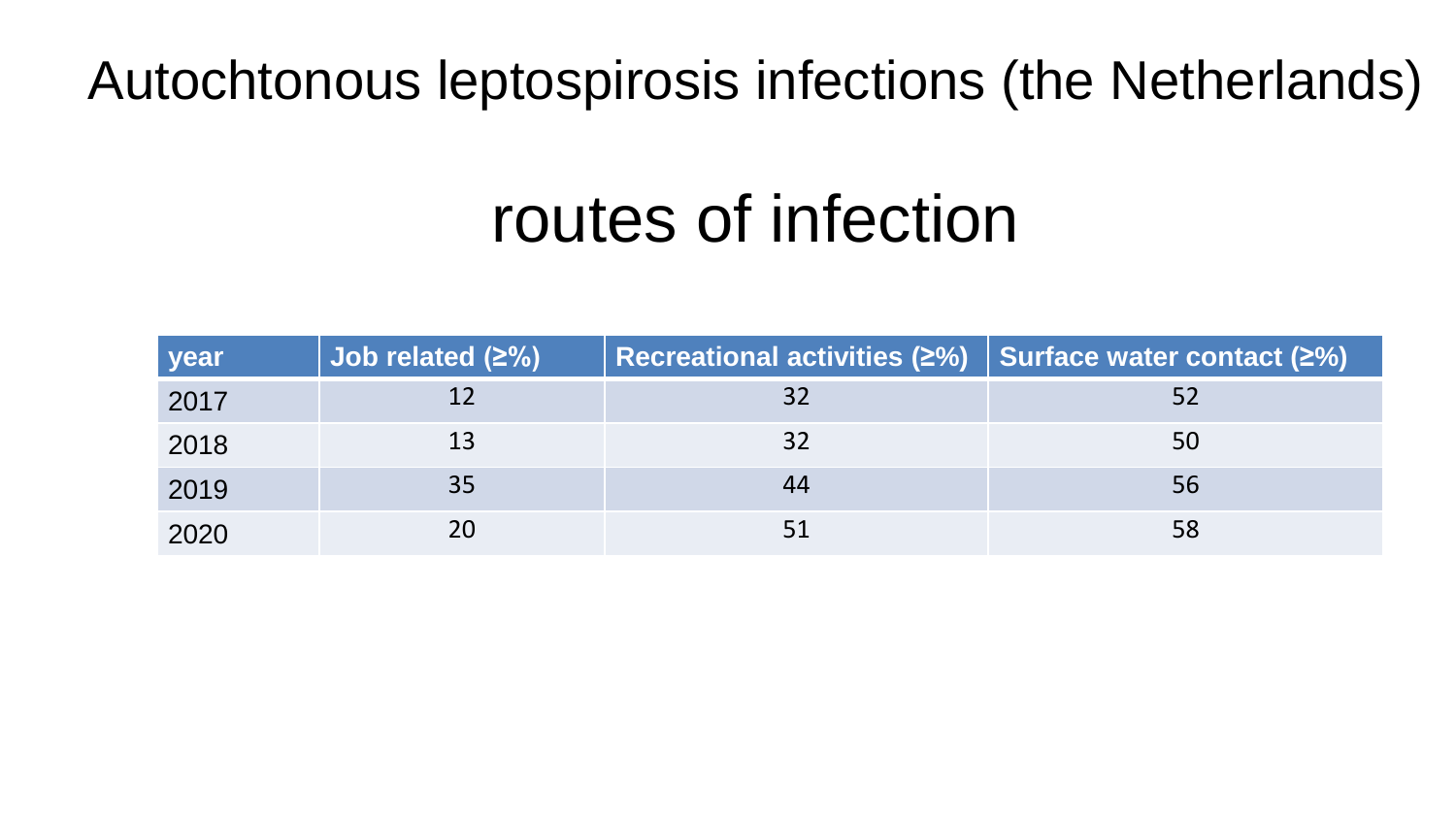# Autochtonous leptospirosis infections (the Netherlands)

## routes of infection

| year | Job related (≥%) | Recreational activities (≥%) | Surface water contact (≥%) |
|---|---|---|---|
| 2017 | 12 | 32 | 52 |
| 2018 | 13 | 32 | 50 |
| 2019 | 35 | 44 | 56 |
| 2020 | 20 | 51 | 58 |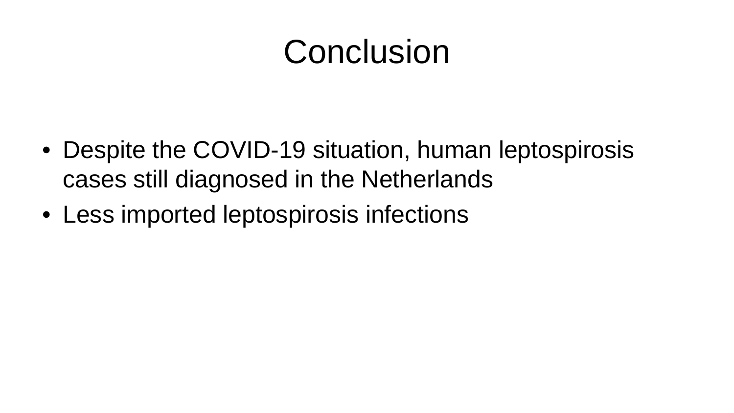# Conclusion

- Despite the COVID-19 situation, human leptospirosis cases still diagnosed in the Netherlands
- Less imported leptospirosis infections